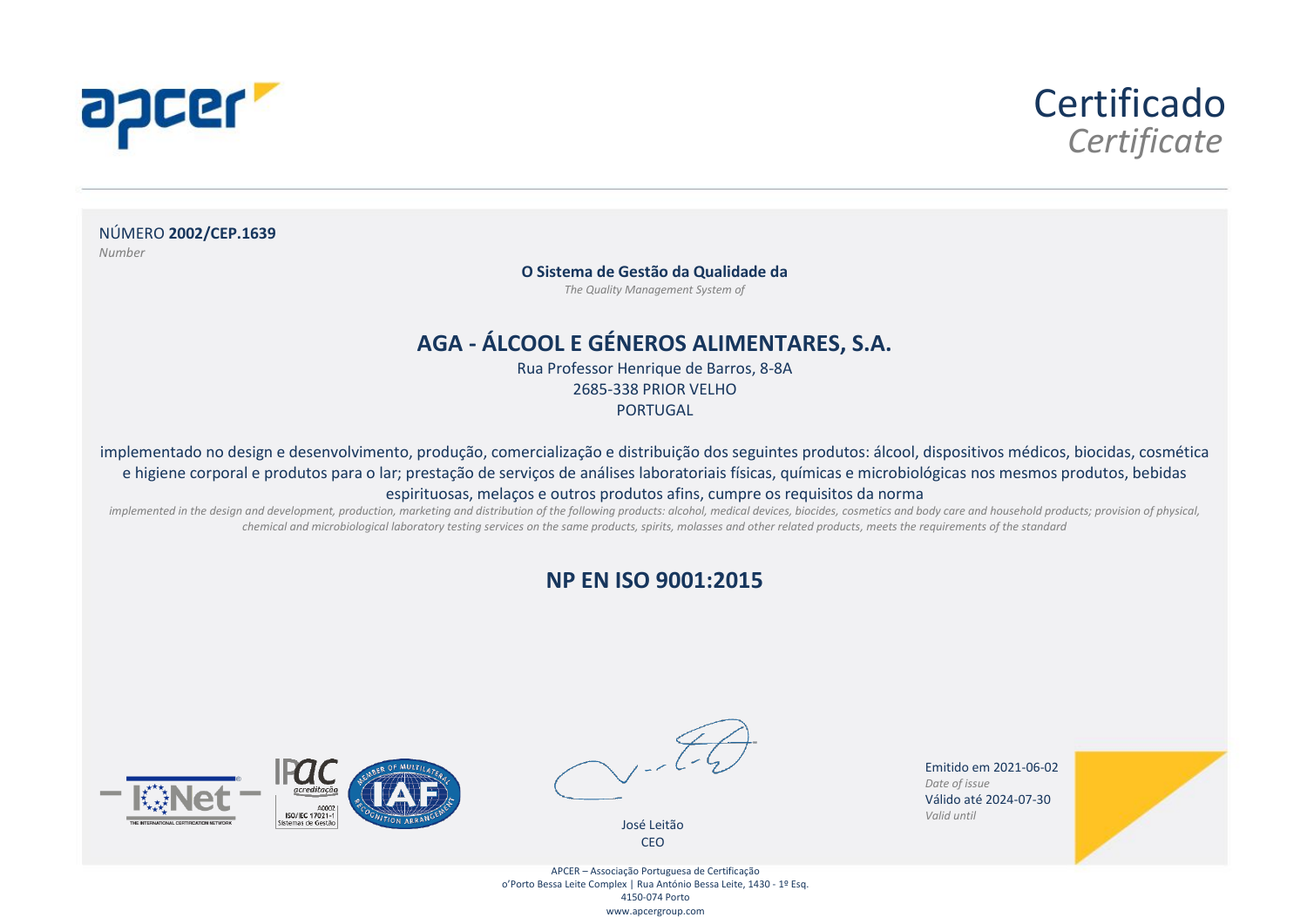# Certificado
*Certificate*

NÚMERO **2002/CEP.1639**
*Number*

**O Sistema de Gestão da Qualidade da**
*The Quality Management System of*

## AGA - ÁLCOOL E GÉNEROS ALIMENTARES, S.A.

Rua Professor Henrique de Barros, 8-8A
2685-338 PRIOR VELHO
PORTUGAL

implementado no design e desenvolvimento, produção, comercialização e distribuição dos seguintes produtos: álcool, dispositivos médicos, biocidas, cosmética e higiene corporal e produtos para o lar; prestação de serviços de análises laboratoriais físicas, químicas e microbiológicas nos mesmos produtos, bebidas espirituosas, melaços e outros produtos afins, cumpre os requisitos da norma
*implemented in the design and development, production, marketing and distribution of the following products: alcohol, medical devices, biocides, cosmetics and body care and household products; provision of physical, chemical and microbiological laboratory testing services on the same products, spirits, molasses and other related products, meets the requirements of the standard*

## NP EN ISO 9001:2015

IQNet – The International Certification Network

IPAC acreditação – A0002 – ISO/IEC 17021-1 – Sistemas de Gestão

IAF – Member of Multilateral Recognition Arrangement

José Leitão
CEO

Emitido em 2021-06-02
*Date of issue*
Válido até 2024-07-30
*Valid until*

APCER – Associação Portuguesa de Certificação
o'Porto Bessa Leite Complex | Rua António Bessa Leite, 1430 - 1º Esq.
4150-074 Porto
www.apcergroup.com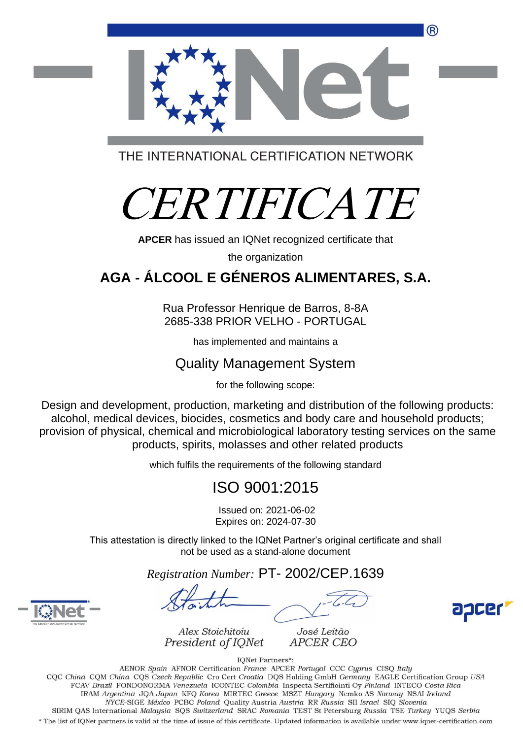THE INTERNATIONAL CERTIFICATION NETWORK

# *CERTIFICATE*

**APCER** has issued an IQNet recognized certificate that

the organization

## AGA - ÁLCOOL E GÉNEROS ALIMENTARES, S.A.

Rua Professor Henrique de Barros, 8-8A
2685-338 PRIOR VELHO - PORTUGAL

has implemented and maintains a

### Quality Management System

for the following scope:

Design and development, production, marketing and distribution of the following products: alcohol, medical devices, biocides, cosmetics and body care and household products; provision of physical, chemical and microbiological laboratory testing services on the same products, spirits, molasses and other related products

which fulfils the requirements of the following standard

### ISO 9001:2015

Issued on: 2021-06-02
Expires on: 2024-07-30

This attestation is directly linked to the IQNet Partner's original certificate and shall not be used as a stand-alone document

*Registration Number:* PT- 2002/CEP.1639

*Alex Stoichitoiu*
*President of IQNet*

*José Leitão*
*APCER CEO*

IQNet Partners*:

AENOR *Spain* AFNOR Certification *France* APCER *Portugal* CCC *Cyprus* CISQ *Italy*
CQC *China* CQM *China* CQS *Czech Republic* Cro Cert *Croatia* DQS Holding GmbH *Germany* EAGLE Certification Group *USA*
FCAV *Brazil* FONDONORMA *Venezuela* ICONTEC *Colombia* Inspecta Sertifiointi Oy *Finland* INTECO *Costa Rica*
IRAM *Argentina* JQA *Japan* KFQ *Korea* MIRTEC *Greece* MSZT *Hungary* Nemko AS *Norway* NSAI *Ireland*
*NYCE*-SIGE *México* PCBC *Poland* Quality Austria *Austria* RR *Russia* SII *Israel* SIQ *Slovenia*
SIRIM QAS International *Malaysia* SQS *Switzerland* SRAC *Romania* TEST St Petersburg *Russia* TSE *Turkey* YUQS *Serbia*

* The list of IQNet partners is valid at the time of issue of this certificate. Updated information is available under www.iqnet-certification.com